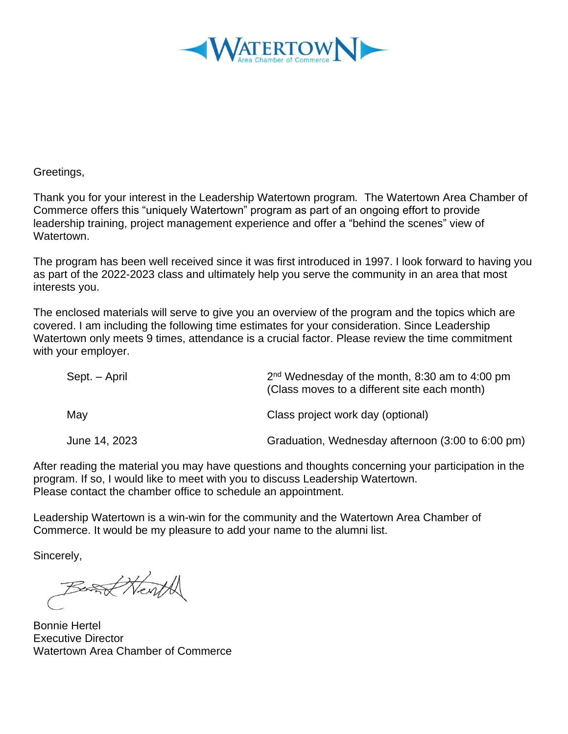WATERTOWN
Area Chamber of Commerce

Greetings,

Thank you for your interest in the Leadership Watertown program. The Watertown Area Chamber of Commerce offers this “uniquely Watertown” program as part of an ongoing effort to provide leadership training, project management experience and offer a “behind the scenes” view of Watertown.

The program has been well received since it was first introduced in 1997. I look forward to having you as part of the 2022-2023 class and ultimately help you serve the community in an area that most interests you.

The enclosed materials will serve to give you an overview of the program and the topics which are covered. I am including the following time estimates for your consideration. Since Leadership Watertown only meets 9 times, attendance is a crucial factor. Please review the time commitment with your employer.

| | |
|---|---|
| Sept. – April | 2nd Wednesday of the month, 8:30 am to 4:00 pm (Class moves to a different site each month) |
| May | Class project work day (optional) |
| June 14, 2023 | Graduation, Wednesday afternoon (3:00 to 6:00 pm) |

After reading the material you may have questions and thoughts concerning your participation in the program. If so, I would like to meet with you to discuss Leadership Watertown.
Please contact the chamber office to schedule an appointment.

Leadership Watertown is a win-win for the community and the Watertown Area Chamber of Commerce. It would be my pleasure to add your name to the alumni list.

Sincerely,

Bonnie Hertel
Executive Director
Watertown Area Chamber of Commerce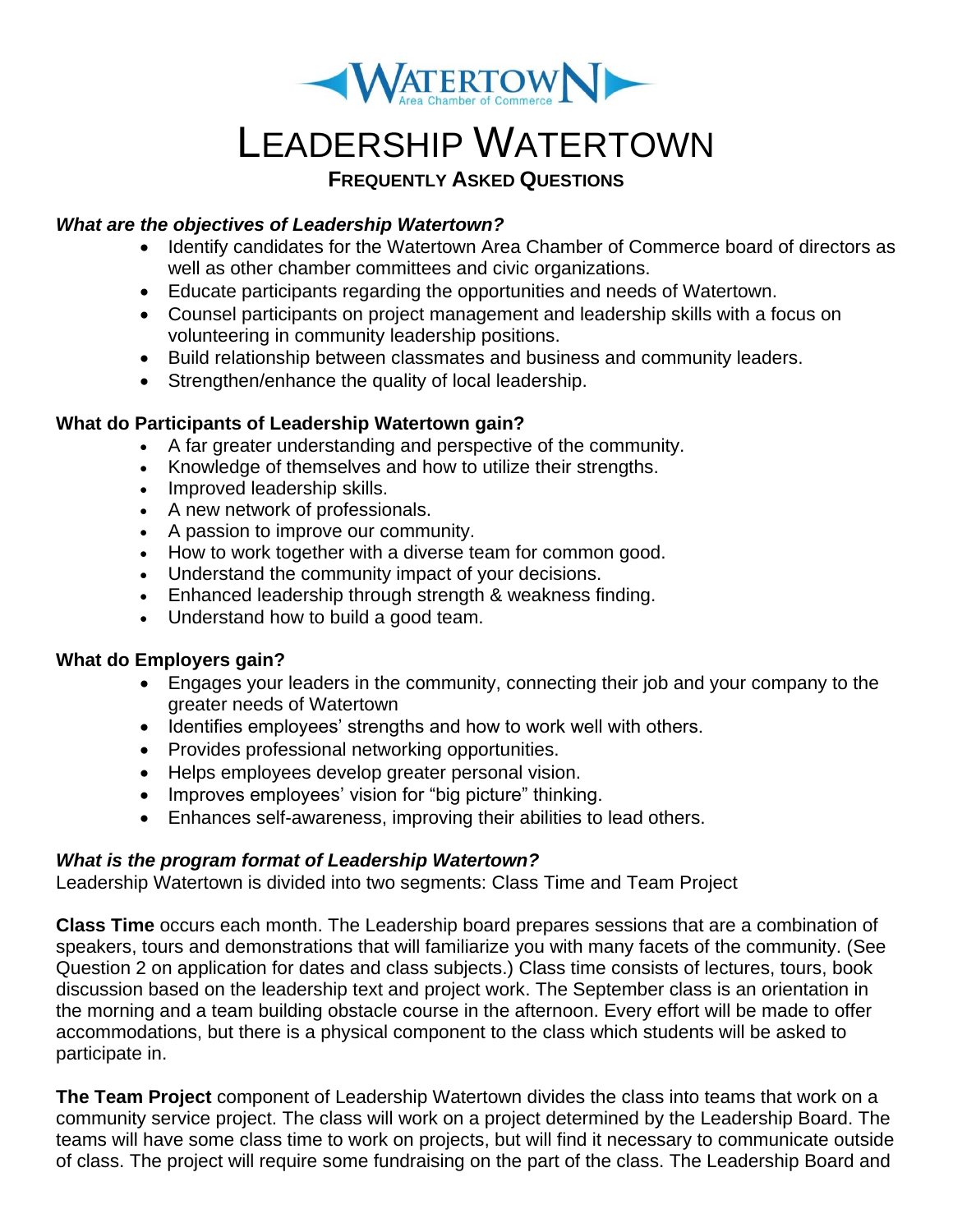# LEADERSHIP WATERTOWN

## FREQUENTLY ASKED QUESTIONS

***What are the objectives of Leadership Watertown?***

- Identify candidates for the Watertown Area Chamber of Commerce board of directors as well as other chamber committees and civic organizations.
- Educate participants regarding the opportunities and needs of Watertown.
- Counsel participants on project management and leadership skills with a focus on volunteering in community leadership positions.
- Build relationship between classmates and business and community leaders.
- Strengthen/enhance the quality of local leadership.

**What do Participants of Leadership Watertown gain?**

- A far greater understanding and perspective of the community.
- Knowledge of themselves and how to utilize their strengths.
- Improved leadership skills.
- A new network of professionals.
- A passion to improve our community.
- How to work together with a diverse team for common good.
- Understand the community impact of your decisions.
- Enhanced leadership through strength & weakness finding.
- Understand how to build a good team.

**What do Employers gain?**

- Engages your leaders in the community, connecting their job and your company to the greater needs of Watertown
- Identifies employees' strengths and how to work well with others.
- Provides professional networking opportunities.
- Helps employees develop greater personal vision.
- Improves employees' vision for "big picture" thinking.
- Enhances self-awareness, improving their abilities to lead others.

***What is the program format of Leadership Watertown?***

Leadership Watertown is divided into two segments: Class Time and Team Project

**Class Time** occurs each month. The Leadership board prepares sessions that are a combination of speakers, tours and demonstrations that will familiarize you with many facets of the community. (See Question 2 on application for dates and class subjects.) Class time consists of lectures, tours, book discussion based on the leadership text and project work. The September class is an orientation in the morning and a team building obstacle course in the afternoon. Every effort will be made to offer accommodations, but there is a physical component to the class which students will be asked to participate in.

**The Team Project** component of Leadership Watertown divides the class into teams that work on a community service project. The class will work on a project determined by the Leadership Board. The teams will have some class time to work on projects, but will find it necessary to communicate outside of class. The project will require some fundraising on the part of the class. The Leadership Board and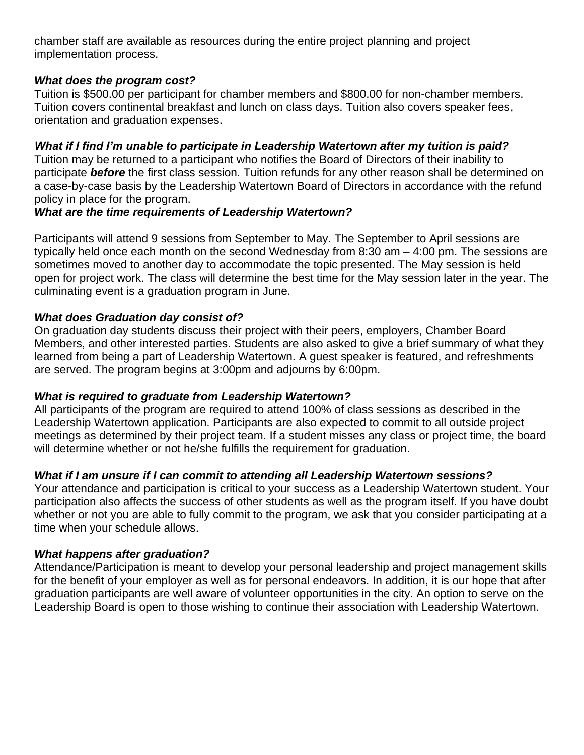chamber staff are available as resources during the entire project planning and project implementation process.

***What does the program cost?***

Tuition is $500.00 per participant for chamber members and $800.00 for non-chamber members. Tuition covers continental breakfast and lunch on class days. Tuition also covers speaker fees, orientation and graduation expenses.

***What if I find I'm unable to participate in Leadership Watertown after my tuition is paid?***

Tuition may be returned to a participant who notifies the Board of Directors of their inability to participate ***before*** the first class session. Tuition refunds for any other reason shall be determined on a case-by-case basis by the Leadership Watertown Board of Directors in accordance with the refund policy in place for the program.

***What are the time requirements of Leadership Watertown?***

Participants will attend 9 sessions from September to May. The September to April sessions are typically held once each month on the second Wednesday from 8:30 am – 4:00 pm. The sessions are sometimes moved to another day to accommodate the topic presented. The May session is held open for project work. The class will determine the best time for the May session later in the year. The culminating event is a graduation program in June.

***What does Graduation day consist of?***

On graduation day students discuss their project with their peers, employers, Chamber Board Members, and other interested parties. Students are also asked to give a brief summary of what they learned from being a part of Leadership Watertown. A guest speaker is featured, and refreshments are served. The program begins at 3:00pm and adjourns by 6:00pm.

***What is required to graduate from Leadership Watertown?***

All participants of the program are required to attend 100% of class sessions as described in the Leadership Watertown application. Participants are also expected to commit to all outside project meetings as determined by their project team. If a student misses any class or project time, the board will determine whether or not he/she fulfills the requirement for graduation.

***What if I am unsure if I can commit to attending all Leadership Watertown sessions?***

Your attendance and participation is critical to your success as a Leadership Watertown student. Your participation also affects the success of other students as well as the program itself. If you have doubt whether or not you are able to fully commit to the program, we ask that you consider participating at a time when your schedule allows.

***What happens after graduation?***

Attendance/Participation is meant to develop your personal leadership and project management skills for the benefit of your employer as well as for personal endeavors. In addition, it is our hope that after graduation participants are well aware of volunteer opportunities in the city. An option to serve on the Leadership Board is open to those wishing to continue their association with Leadership Watertown.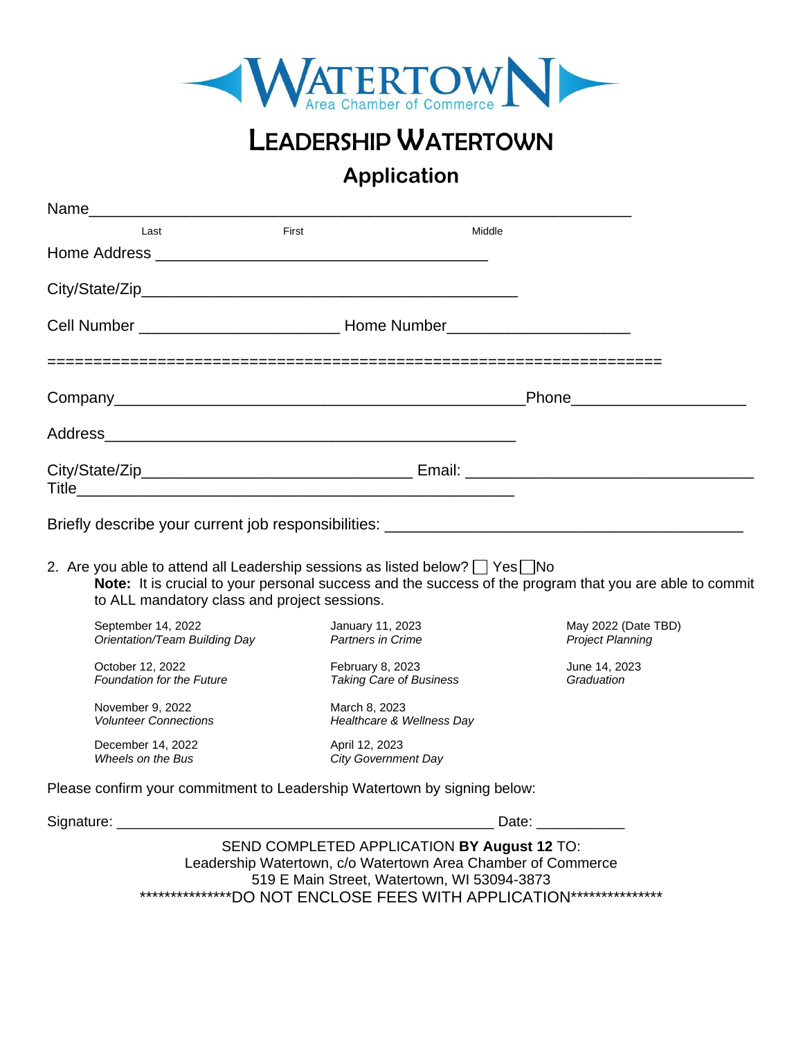WATERTOWN Area Chamber of Commerce

# LEADERSHIP WATERTOWN

## Application

Name_______________________________________________________________

Last First Middle

Home Address ______________________________________

City/State/Zip___________________________________________

Cell Number _______________________ Home Number_____________________

================================================================

Company_______________________________________________Phone___________________

Address_______________________________________________

City/State/Zip_______________________________ Email: _________________________________

Title__________________________________________________

Briefly describe your current job responsibilities: ________________________________________

2. Are you able to attend all Leadership sessions as listed below? ☐ Yes ☐ No

   **Note:** It is crucial to your personal success and the success of the program that you are able to commit to ALL mandatory class and project sessions.

September 14, 2022
*Orientation/Team Building Day*

October 12, 2022
*Foundation for the Future*

November 9, 2022
*Volunteer Connections*

December 14, 2022
*Wheels on the Bus*

January 11, 2023
*Partners in Crime*

February 8, 2023
*Taking Care of Business*

March 8, 2023
*Healthcare & Wellness Day*

April 12, 2023
*City Government Day*

May 2022 (Date TBD)
*Project Planning*

June 14, 2023
*Graduation*

Please confirm your commitment to Leadership Watertown by signing below:

Signature: _______________________________________________ Date: ___________

SEND COMPLETED APPLICATION **BY August 12** TO:
Leadership Watertown, c/o Watertown Area Chamber of Commerce
519 E Main Street, Watertown, WI 53094-3873
***************DO NOT ENCLOSE FEES WITH APPLICATION***************